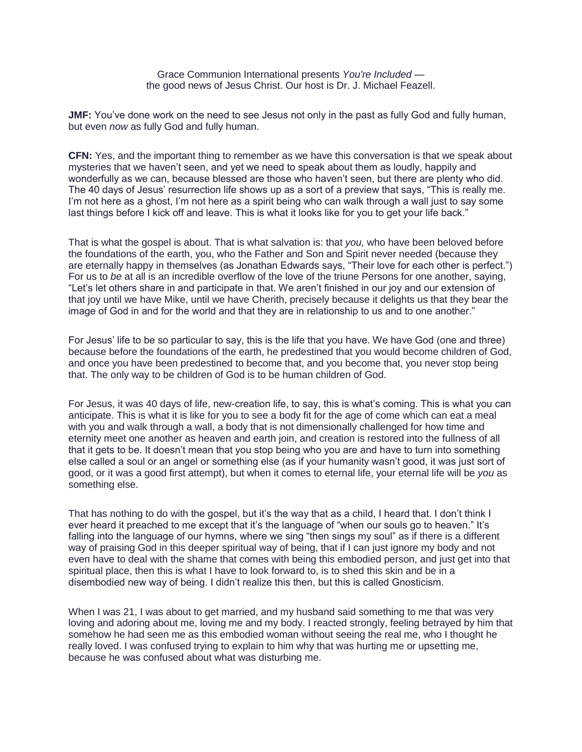Grace Communion International presents *You're Included* — the good news of Jesus Christ. Our host is Dr. J. Michael Feazell.

**JMF:** You've done work on the need to see Jesus not only in the past as fully God and fully human, but even *now* as fully God and fully human.

**CFN:** Yes, and the important thing to remember as we have this conversation is that we speak about mysteries that we haven't seen, and yet we need to speak about them as loudly, happily and wonderfully as we can, because blessed are those who haven't seen, but there are plenty who did. The 40 days of Jesus' resurrection life shows up as a sort of a preview that says, "This is really me. I'm not here as a ghost, I'm not here as a spirit being who can walk through a wall just to say some last things before I kick off and leave. This is what it looks like for you to get your life back."

That is what the gospel is about. That is what salvation is: that *you,* who have been beloved before the foundations of the earth, you, who the Father and Son and Spirit never needed (because they are eternally happy in themselves (as Jonathan Edwards says, "Their love for each other is perfect.") For us to *be* at all is an incredible overflow of the love of the triune Persons for one another, saying, "Let's let others share in and participate in that. We aren't finished in our joy and our extension of that joy until we have Mike, until we have Cherith, precisely because it delights us that they bear the image of God in and for the world and that they are in relationship to us and to one another."

For Jesus' life to be so particular to say, this is the life that you have. We have God (one and three) because before the foundations of the earth, he predestined that you would become children of God, and once you have been predestined to become that, and you become that, you never stop being that. The only way to be children of God is to be human children of God.

For Jesus, it was 40 days of life, new-creation life, to say, this is what's coming. This is what you can anticipate. This is what it is like for you to see a body fit for the age of come which can eat a meal with you and walk through a wall, a body that is not dimensionally challenged for how time and eternity meet one another as heaven and earth join, and creation is restored into the fullness of all that it gets to be. It doesn't mean that you stop being who you are and have to turn into something else called a soul or an angel or something else (as if your humanity wasn't good, it was just sort of good, or it was a good first attempt), but when it comes to eternal life, your eternal life will be *you* as something else.

That has nothing to do with the gospel, but it's the way that as a child, I heard that. I don't think I ever heard it preached to me except that it's the language of "when our souls go to heaven." It's falling into the language of our hymns, where we sing "then sings my soul" as if there is a different way of praising God in this deeper spiritual way of being, that if I can just ignore my body and not even have to deal with the shame that comes with being this embodied person, and just get into that spiritual place, then this is what I have to look forward to, is to shed this skin and be in a disembodied new way of being. I didn't realize this then, but this is called Gnosticism.

When I was 21, I was about to get married, and my husband said something to me that was very loving and adoring about me, loving me and my body. I reacted strongly, feeling betrayed by him that somehow he had seen me as this embodied woman without seeing the real me, who I thought he really loved. I was confused trying to explain to him why that was hurting me or upsetting me, because he was confused about what was disturbing me.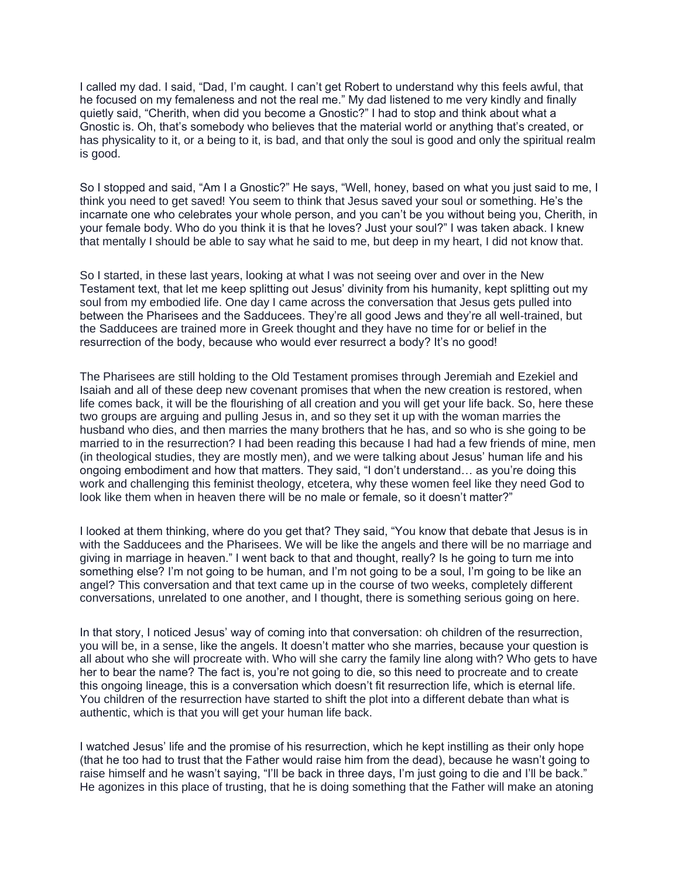I called my dad. I said, "Dad, I'm caught. I can't get Robert to understand why this feels awful, that he focused on my femaleness and not the real me." My dad listened to me very kindly and finally quietly said, "Cherith, when did you become a Gnostic?" I had to stop and think about what a Gnostic is. Oh, that's somebody who believes that the material world or anything that's created, or has physicality to it, or a being to it, is bad, and that only the soul is good and only the spiritual realm is good.

So I stopped and said, "Am I a Gnostic?" He says, "Well, honey, based on what you just said to me, I think you need to get saved! You seem to think that Jesus saved your soul or something. He's the incarnate one who celebrates your whole person, and you can't be you without being you, Cherith, in your female body. Who do you think it is that he loves? Just your soul?" I was taken aback. I knew that mentally I should be able to say what he said to me, but deep in my heart, I did not know that.

So I started, in these last years, looking at what I was not seeing over and over in the New Testament text, that let me keep splitting out Jesus' divinity from his humanity, kept splitting out my soul from my embodied life. One day I came across the conversation that Jesus gets pulled into between the Pharisees and the Sadducees. They're all good Jews and they're all well-trained, but the Sadducees are trained more in Greek thought and they have no time for or belief in the resurrection of the body, because who would ever resurrect a body? It's no good!

The Pharisees are still holding to the Old Testament promises through Jeremiah and Ezekiel and Isaiah and all of these deep new covenant promises that when the new creation is restored, when life comes back, it will be the flourishing of all creation and you will get your life back. So, here these two groups are arguing and pulling Jesus in, and so they set it up with the woman marries the husband who dies, and then marries the many brothers that he has, and so who is she going to be married to in the resurrection? I had been reading this because I had had a few friends of mine, men (in theological studies, they are mostly men), and we were talking about Jesus' human life and his ongoing embodiment and how that matters. They said, "I don't understand… as you're doing this work and challenging this feminist theology, etcetera, why these women feel like they need God to look like them when in heaven there will be no male or female, so it doesn't matter?"

I looked at them thinking, where do you get that? They said, "You know that debate that Jesus is in with the Sadducees and the Pharisees. We will be like the angels and there will be no marriage and giving in marriage in heaven." I went back to that and thought, really? Is he going to turn me into something else? I'm not going to be human, and I'm not going to be a soul, I'm going to be like an angel? This conversation and that text came up in the course of two weeks, completely different conversations, unrelated to one another, and I thought, there is something serious going on here.

In that story, I noticed Jesus' way of coming into that conversation: oh children of the resurrection, you will be, in a sense, like the angels. It doesn't matter who she marries, because your question is all about who she will procreate with. Who will she carry the family line along with? Who gets to have her to bear the name? The fact is, you're not going to die, so this need to procreate and to create this ongoing lineage, this is a conversation which doesn't fit resurrection life, which is eternal life. You children of the resurrection have started to shift the plot into a different debate than what is authentic, which is that you will get your human life back.

I watched Jesus' life and the promise of his resurrection, which he kept instilling as their only hope (that he too had to trust that the Father would raise him from the dead), because he wasn't going to raise himself and he wasn't saying, "I'll be back in three days, I'm just going to die and I'll be back." He agonizes in this place of trusting, that he is doing something that the Father will make an atoning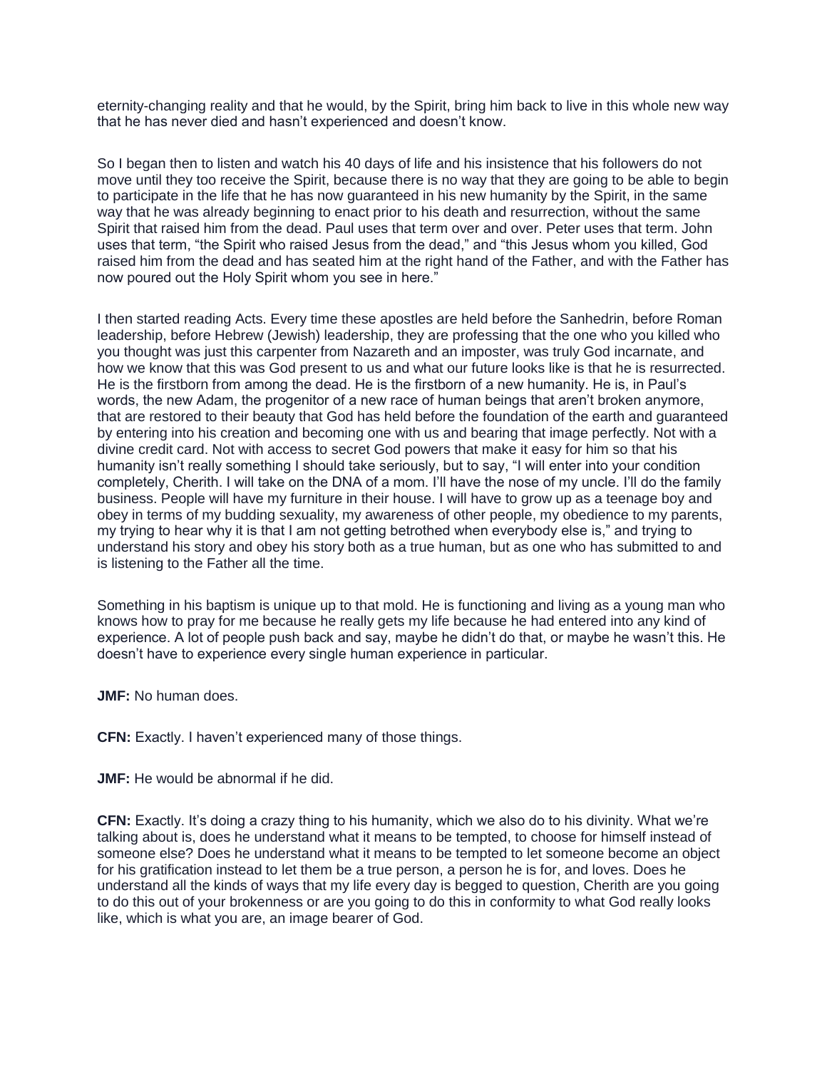eternity-changing reality and that he would, by the Spirit, bring him back to live in this whole new way that he has never died and hasn't experienced and doesn't know.

So I began then to listen and watch his 40 days of life and his insistence that his followers do not move until they too receive the Spirit, because there is no way that they are going to be able to begin to participate in the life that he has now guaranteed in his new humanity by the Spirit, in the same way that he was already beginning to enact prior to his death and resurrection, without the same Spirit that raised him from the dead. Paul uses that term over and over. Peter uses that term. John uses that term, "the Spirit who raised Jesus from the dead," and "this Jesus whom you killed, God raised him from the dead and has seated him at the right hand of the Father, and with the Father has now poured out the Holy Spirit whom you see in here."

I then started reading Acts. Every time these apostles are held before the Sanhedrin, before Roman leadership, before Hebrew (Jewish) leadership, they are professing that the one who you killed who you thought was just this carpenter from Nazareth and an imposter, was truly God incarnate, and how we know that this was God present to us and what our future looks like is that he is resurrected. He is the firstborn from among the dead. He is the firstborn of a new humanity. He is, in Paul's words, the new Adam, the progenitor of a new race of human beings that aren't broken anymore, that are restored to their beauty that God has held before the foundation of the earth and guaranteed by entering into his creation and becoming one with us and bearing that image perfectly. Not with a divine credit card. Not with access to secret God powers that make it easy for him so that his humanity isn't really something I should take seriously, but to say, "I will enter into your condition completely, Cherith. I will take on the DNA of a mom. I'll have the nose of my uncle. I'll do the family business. People will have my furniture in their house. I will have to grow up as a teenage boy and obey in terms of my budding sexuality, my awareness of other people, my obedience to my parents, my trying to hear why it is that I am not getting betrothed when everybody else is," and trying to understand his story and obey his story both as a true human, but as one who has submitted to and is listening to the Father all the time.

Something in his baptism is unique up to that mold. He is functioning and living as a young man who knows how to pray for me because he really gets my life because he had entered into any kind of experience. A lot of people push back and say, maybe he didn't do that, or maybe he wasn't this. He doesn't have to experience every single human experience in particular.

**JMF:** No human does.

**CFN:** Exactly. I haven't experienced many of those things.

**JMF:** He would be abnormal if he did.

**CFN:** Exactly. It's doing a crazy thing to his humanity, which we also do to his divinity. What we're talking about is, does he understand what it means to be tempted, to choose for himself instead of someone else? Does he understand what it means to be tempted to let someone become an object for his gratification instead to let them be a true person, a person he is for, and loves. Does he understand all the kinds of ways that my life every day is begged to question, Cherith are you going to do this out of your brokenness or are you going to do this in conformity to what God really looks like, which is what you are, an image bearer of God.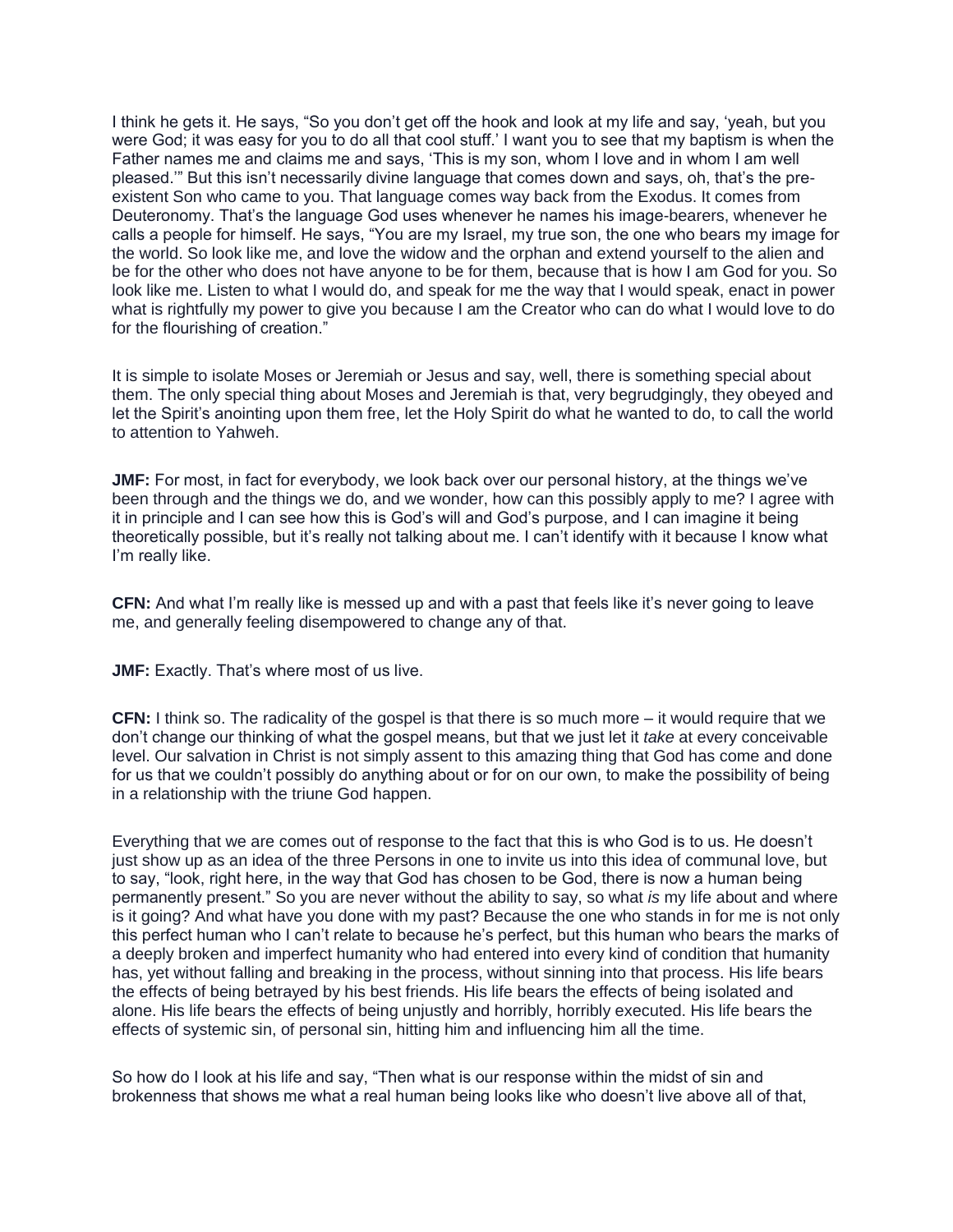I think he gets it. He says, "So you don't get off the hook and look at my life and say, 'yeah, but you were God; it was easy for you to do all that cool stuff.' I want you to see that my baptism is when the Father names me and claims me and says, 'This is my son, whom I love and in whom I am well pleased.'" But this isn't necessarily divine language that comes down and says, oh, that's the pre-existent Son who came to you. That language comes way back from the Exodus. It comes from Deuteronomy. That's the language God uses whenever he names his image-bearers, whenever he calls a people for himself. He says, "You are my Israel, my true son, the one who bears my image for the world. So look like me, and love the widow and the orphan and extend yourself to the alien and be for the other who does not have anyone to be for them, because that is how I am God for you. So look like me. Listen to what I would do, and speak for me the way that I would speak, enact in power what is rightfully my power to give you because I am the Creator who can do what I would love to do for the flourishing of creation."

It is simple to isolate Moses or Jeremiah or Jesus and say, well, there is something special about them. The only special thing about Moses and Jeremiah is that, very begrudgingly, they obeyed and let the Spirit's anointing upon them free, let the Holy Spirit do what he wanted to do, to call the world to attention to Yahweh.

**JMF:** For most, in fact for everybody, we look back over our personal history, at the things we've been through and the things we do, and we wonder, how can this possibly apply to me? I agree with it in principle and I can see how this is God's will and God's purpose, and I can imagine it being theoretically possible, but it's really not talking about me. I can't identify with it because I know what I'm really like.

**CFN:** And what I'm really like is messed up and with a past that feels like it's never going to leave me, and generally feeling disempowered to change any of that.

**JMF:** Exactly. That's where most of us live.

**CFN:** I think so. The radicality of the gospel is that there is so much more – it would require that we don't change our thinking of what the gospel means, but that we just let it *take* at every conceivable level. Our salvation in Christ is not simply assent to this amazing thing that God has come and done for us that we couldn't possibly do anything about or for on our own, to make the possibility of being in a relationship with the triune God happen.

Everything that we are comes out of response to the fact that this is who God is to us. He doesn't just show up as an idea of the three Persons in one to invite us into this idea of communal love, but to say, "look, right here, in the way that God has chosen to be God, there is now a human being permanently present." So you are never without the ability to say, so what *is* my life about and where is it going? And what have you done with my past? Because the one who stands in for me is not only this perfect human who I can't relate to because he's perfect, but this human who bears the marks of a deeply broken and imperfect humanity who had entered into every kind of condition that humanity has, yet without falling and breaking in the process, without sinning into that process. His life bears the effects of being betrayed by his best friends. His life bears the effects of being isolated and alone. His life bears the effects of being unjustly and horribly, horribly executed. His life bears the effects of systemic sin, of personal sin, hitting him and influencing him all the time.

So how do I look at his life and say, "Then what is our response within the midst of sin and brokenness that shows me what a real human being looks like who doesn't live above all of that,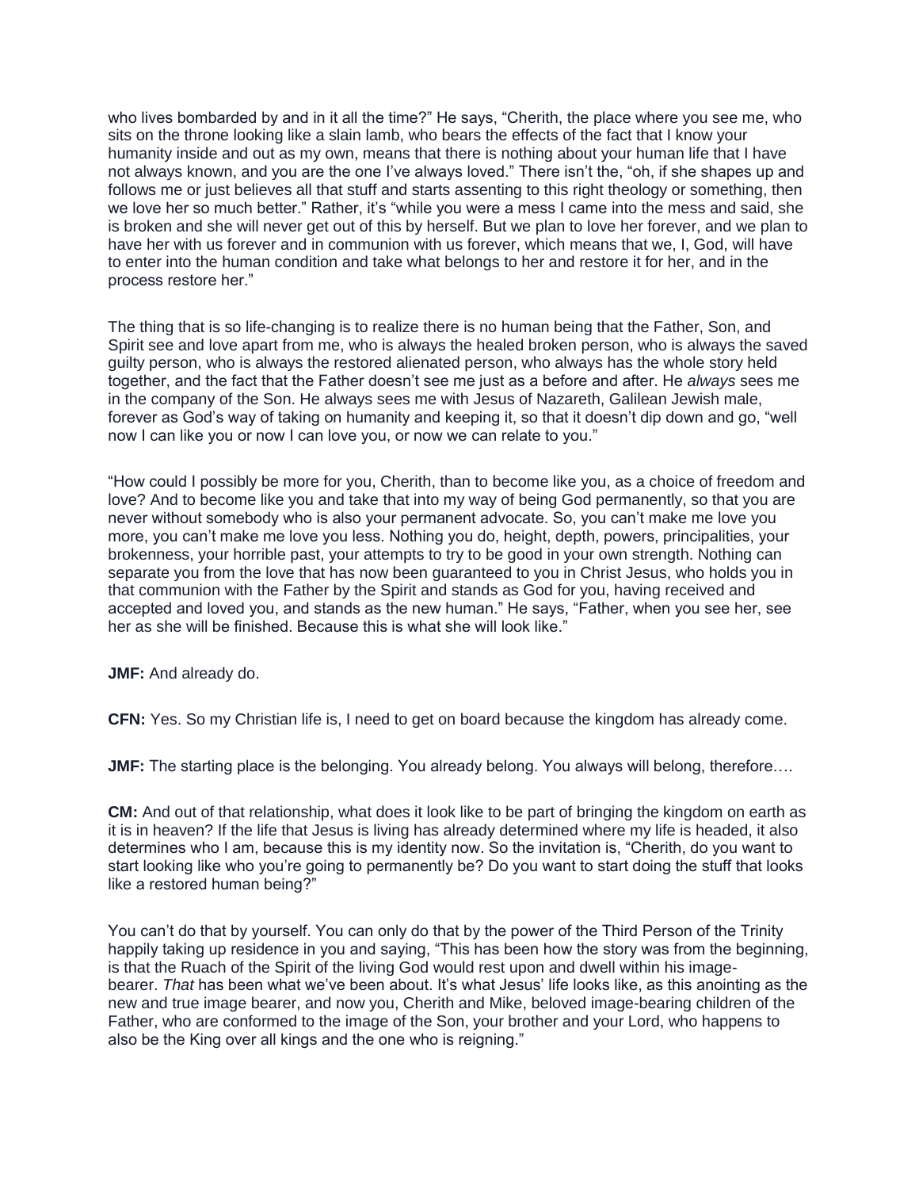who lives bombarded by and in it all the time?" He says, "Cherith, the place where you see me, who sits on the throne looking like a slain lamb, who bears the effects of the fact that I know your humanity inside and out as my own, means that there is nothing about your human life that I have not always known, and you are the one I've always loved." There isn't the, "oh, if she shapes up and follows me or just believes all that stuff and starts assenting to this right theology or something, then we love her so much better." Rather, it's "while you were a mess I came into the mess and said, she is broken and she will never get out of this by herself. But we plan to love her forever, and we plan to have her with us forever and in communion with us forever, which means that we, I, God, will have to enter into the human condition and take what belongs to her and restore it for her, and in the process restore her."

The thing that is so life-changing is to realize there is no human being that the Father, Son, and Spirit see and love apart from me, who is always the healed broken person, who is always the saved guilty person, who is always the restored alienated person, who always has the whole story held together, and the fact that the Father doesn't see me just as a before and after. He *always* sees me in the company of the Son. He always sees me with Jesus of Nazareth, Galilean Jewish male, forever as God's way of taking on humanity and keeping it, so that it doesn't dip down and go, "well now I can like you or now I can love you, or now we can relate to you."

"How could I possibly be more for you, Cherith, than to become like you, as a choice of freedom and love? And to become like you and take that into my way of being God permanently, so that you are never without somebody who is also your permanent advocate. So, you can't make me love you more, you can't make me love you less. Nothing you do, height, depth, powers, principalities, your brokenness, your horrible past, your attempts to try to be good in your own strength. Nothing can separate you from the love that has now been guaranteed to you in Christ Jesus, who holds you in that communion with the Father by the Spirit and stands as God for you, having received and accepted and loved you, and stands as the new human." He says, "Father, when you see her, see her as she will be finished. Because this is what she will look like."

**JMF:** And already do.

**CFN:** Yes. So my Christian life is, I need to get on board because the kingdom has already come.

**JMF:** The starting place is the belonging. You already belong. You always will belong, therefore….

**CM:** And out of that relationship, what does it look like to be part of bringing the kingdom on earth as it is in heaven? If the life that Jesus is living has already determined where my life is headed, it also determines who I am, because this is my identity now. So the invitation is, "Cherith, do you want to start looking like who you're going to permanently be? Do you want to start doing the stuff that looks like a restored human being?"

You can't do that by yourself. You can only do that by the power of the Third Person of the Trinity happily taking up residence in you and saying, "This has been how the story was from the beginning, is that the Ruach of the Spirit of the living God would rest upon and dwell within his image-bearer. *That* has been what we've been about. It's what Jesus' life looks like, as this anointing as the new and true image bearer, and now you, Cherith and Mike, beloved image-bearing children of the Father, who are conformed to the image of the Son, your brother and your Lord, who happens to also be the King over all kings and the one who is reigning."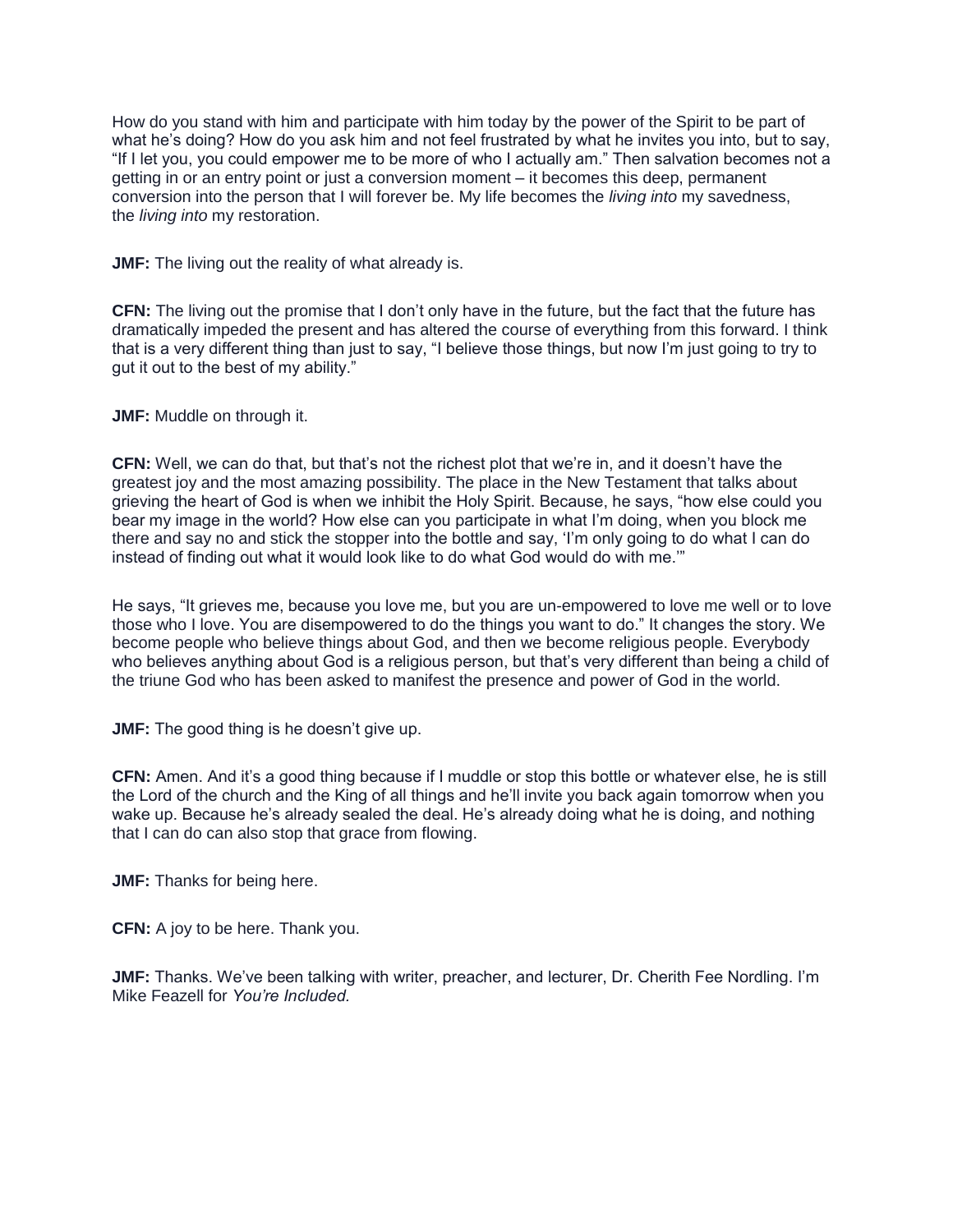How do you stand with him and participate with him today by the power of the Spirit to be part of what he's doing? How do you ask him and not feel frustrated by what he invites you into, but to say, "If I let you, you could empower me to be more of who I actually am." Then salvation becomes not a getting in or an entry point or just a conversion moment – it becomes this deep, permanent conversion into the person that I will forever be. My life becomes the *living into* my savedness, the *living into* my restoration.

**JMF:** The living out the reality of what already is.

**CFN:** The living out the promise that I don't only have in the future, but the fact that the future has dramatically impeded the present and has altered the course of everything from this forward. I think that is a very different thing than just to say, "I believe those things, but now I'm just going to try to gut it out to the best of my ability."

**JMF:** Muddle on through it.

**CFN:** Well, we can do that, but that's not the richest plot that we're in, and it doesn't have the greatest joy and the most amazing possibility. The place in the New Testament that talks about grieving the heart of God is when we inhibit the Holy Spirit. Because, he says, "how else could you bear my image in the world? How else can you participate in what I'm doing, when you block me there and say no and stick the stopper into the bottle and say, 'I'm only going to do what I can do instead of finding out what it would look like to do what God would do with me.'"

He says, "It grieves me, because you love me, but you are un-empowered to love me well or to love those who I love. You are disempowered to do the things you want to do." It changes the story. We become people who believe things about God, and then we become religious people. Everybody who believes anything about God is a religious person, but that's very different than being a child of the triune God who has been asked to manifest the presence and power of God in the world.

**JMF:** The good thing is he doesn't give up.

**CFN:** Amen. And it's a good thing because if I muddle or stop this bottle or whatever else, he is still the Lord of the church and the King of all things and he'll invite you back again tomorrow when you wake up. Because he's already sealed the deal. He's already doing what he is doing, and nothing that I can do can also stop that grace from flowing.

**JMF:** Thanks for being here.

**CFN:** A joy to be here. Thank you.

**JMF:** Thanks. We've been talking with writer, preacher, and lecturer, Dr. Cherith Fee Nordling. I'm Mike Feazell for *You're Included.*